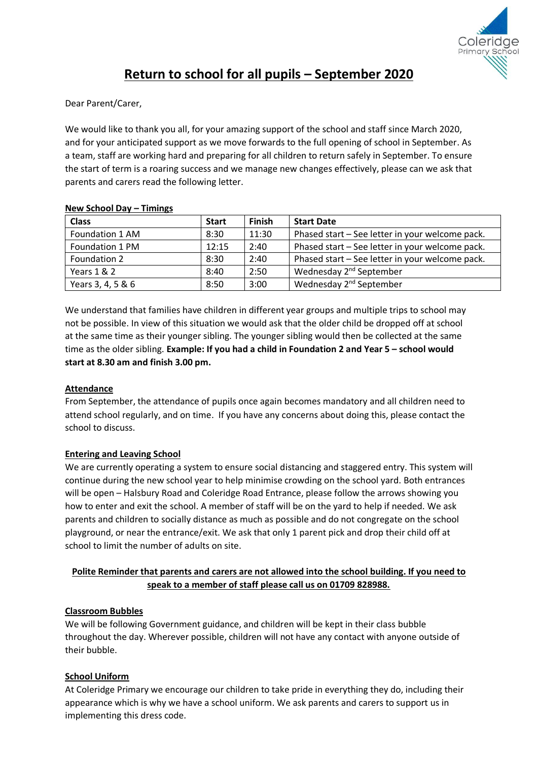# Return to school for all pupils – September 2020

Dear Parent/Carer,

We would like to thank you all, for your amazing support of the school and staff since March 2020, and for your anticipated support as we move forwards to the full opening of school in September. As a team, staff are working hard and preparing for all children to return safely in September. To ensure the start of term is a roaring success and we manage new changes effectively, please can we ask that parents and carers read the following letter.

**New School Day – Timings**

| Class | Start | Finish | Start Date |
|---|---|---|---|
| Foundation 1 AM | 8:30 | 11:30 | Phased start – See letter in your welcome pack. |
| Foundation 1 PM | 12:15 | 2:40 | Phased start – See letter in your welcome pack. |
| Foundation 2 | 8:30 | 2:40 | Phased start – See letter in your welcome pack. |
| Years 1 & 2 | 8:40 | 2:50 | Wednesday 2nd September |
| Years 3, 4, 5 & 6 | 8:50 | 3:00 | Wednesday 2nd September |

We understand that families have children in different year groups and multiple trips to school may not be possible. In view of this situation we would ask that the older child be dropped off at school at the same time as their younger sibling. The younger sibling would then be collected at the same time as the older sibling. **Example: If you had a child in Foundation 2 and Year 5 – school would start at 8.30 am and finish 3.00 pm.**

**Attendance**

From September, the attendance of pupils once again becomes mandatory and all children need to attend school regularly, and on time. If you have any concerns about doing this, please contact the school to discuss.

**Entering and Leaving School**

We are currently operating a system to ensure social distancing and staggered entry. This system will continue during the new school year to help minimise crowding on the school yard. Both entrances will be open – Halsbury Road and Coleridge Road Entrance, please follow the arrows showing you how to enter and exit the school. A member of staff will be on the yard to help if needed. We ask parents and children to socially distance as much as possible and do not congregate on the school playground, or near the entrance/exit. We ask that only 1 parent pick and drop their child off at school to limit the number of adults on site.

**Polite Reminder that parents and carers are not allowed into the school building. If you need to speak to a member of staff please call us on 01709 828988.**

**Classroom Bubbles**

We will be following Government guidance, and children will be kept in their class bubble throughout the day. Wherever possible, children will not have any contact with anyone outside of their bubble.

**School Uniform**

At Coleridge Primary we encourage our children to take pride in everything they do, including their appearance which is why we have a school uniform. We ask parents and carers to support us in implementing this dress code.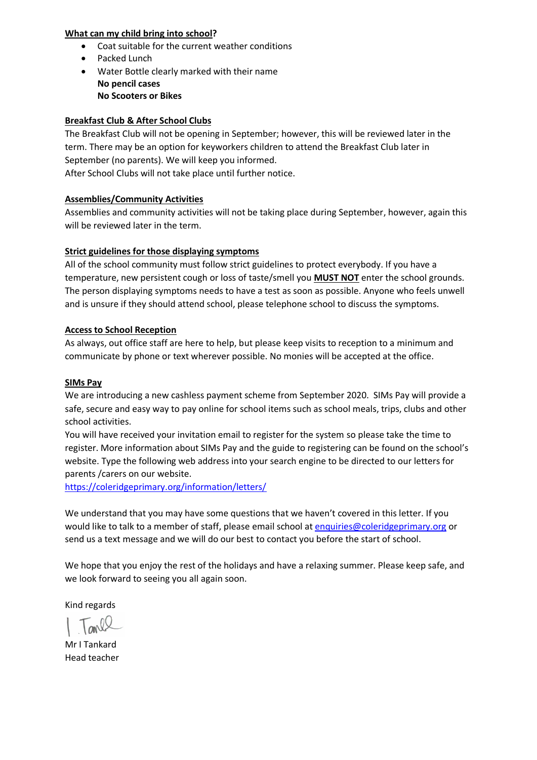**What can my child bring into school?**

- Coat suitable for the current weather conditions
- Packed Lunch
- Water Bottle clearly marked with their name

  **No pencil cases**
  **No Scooters or Bikes**

**Breakfast Club & After School Clubs**

The Breakfast Club will not be opening in September; however, this will be reviewed later in the term. There may be an option for keyworkers children to attend the Breakfast Club later in September (no parents). We will keep you informed.
After School Clubs will not take place until further notice.

**Assemblies/Community Activities**

Assemblies and community activities will not be taking place during September, however, again this will be reviewed later in the term.

**Strict guidelines for those displaying symptoms**

All of the school community must follow strict guidelines to protect everybody. If you have a temperature, new persistent cough or loss of taste/smell you **MUST NOT** enter the school grounds. The person displaying symptoms needs to have a test as soon as possible. Anyone who feels unwell and is unsure if they should attend school, please telephone school to discuss the symptoms.

**Access to School Reception**

As always, out office staff are here to help, but please keep visits to reception to a minimum and communicate by phone or text wherever possible. No monies will be accepted at the office.

**SIMs Pay**

We are introducing a new cashless payment scheme from September 2020. SIMs Pay will provide a safe, secure and easy way to pay online for school items such as school meals, trips, clubs and other school activities.
You will have received your invitation email to register for the system so please take the time to register. More information about SIMs Pay and the guide to registering can be found on the school's website. Type the following web address into your search engine to be directed to our letters for parents /carers on our website.
https://coleridgeprimary.org/information/letters/

We understand that you may have some questions that we haven't covered in this letter. If you would like to talk to a member of staff, please email school at enquiries@coleridgeprimary.org or send us a text message and we will do our best to contact you before the start of school.

We hope that you enjoy the rest of the holidays and have a relaxing summer. Please keep safe, and we look forward to seeing you all again soon.

Kind regards

Mr I Tankard
Head teacher